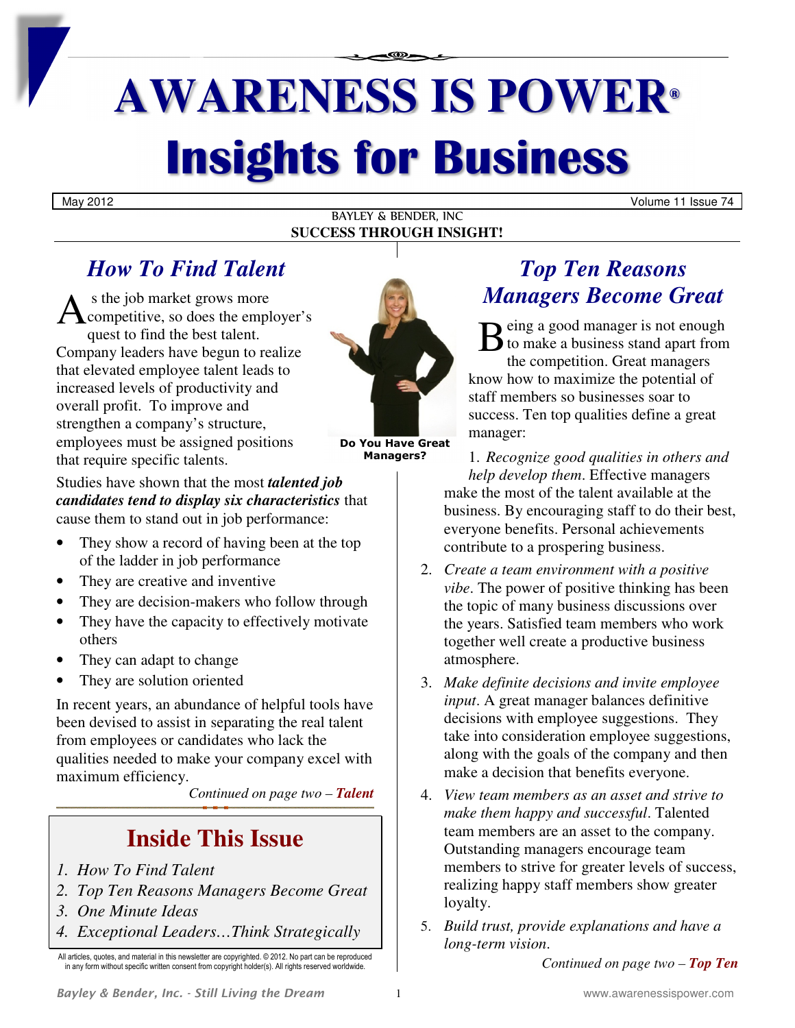# AWARENESS IS POWER®

# Insights for Business

May 2012 — Volume 11 Issue 74

BAYLEY & BENDER, INC
**SUCCESS THROUGH INSIGHT!**

## *How To Find Talent*

As the job market grows more competitive, so does the employer's quest to find the best talent. Company leaders have begun to realize that elevated employee talent leads to increased levels of productivity and overall profit. To improve and strengthen a company's structure, employees must be assigned positions that require specific talents.

Studies have shown that the most ***talented job candidates tend to display six characteristics*** that cause them to stand out in job performance:

- They show a record of having been at the top of the ladder in job performance
- They are creative and inventive
- They are decision-makers who follow through
- They have the capacity to effectively motivate others
- They can adapt to change
- They are solution oriented

In recent years, an abundance of helpful tools have been devised to assist in separating the real talent from employees or candidates who lack the qualities needed to make your company excel with maximum efficiency.

*Continued on page two – **Talent***

**Do You Have Great Managers?**

## *Top Ten Reasons Managers Become Great*

Being a good manager is not enough to make a business stand apart from the competition. Great managers know how to maximize the potential of staff members so businesses soar to success. Ten top qualities define a great manager:

1. *Recognize good qualities in others and help develop them*. Effective managers make the most of the talent available at the business. By encouraging staff to do their best, everyone benefits. Personal achievements contribute to a prospering business.
2. *Create a team environment with a positive vibe*. The power of positive thinking has been the topic of many business discussions over the years. Satisfied team members who work together well create a productive business atmosphere.
3. *Make definite decisions and invite employee input*. A great manager balances definitive decisions with employee suggestions. They take into consideration employee suggestions, along with the goals of the company and then make a decision that benefits everyone.
4. *View team members as an asset and strive to make them happy and successful*. Talented team members are an asset to the company. Outstanding managers encourage team members to strive for greater levels of success, realizing happy staff members show greater loyalty.
5. *Build trust, provide explanations and have a long-term vision*.

*Continued on page two – **Top Ten***

## Inside This Issue

1. *How To Find Talent*
2. *Top Ten Reasons Managers Become Great*
3. *One Minute Ideas*
4. *Exceptional Leaders…Think Strategically*

All articles, quotes, and material in this newsletter are copyrighted. © 2012. No part can be reproduced in any form without specific written consent from copyright holder(s). All rights reserved worldwide.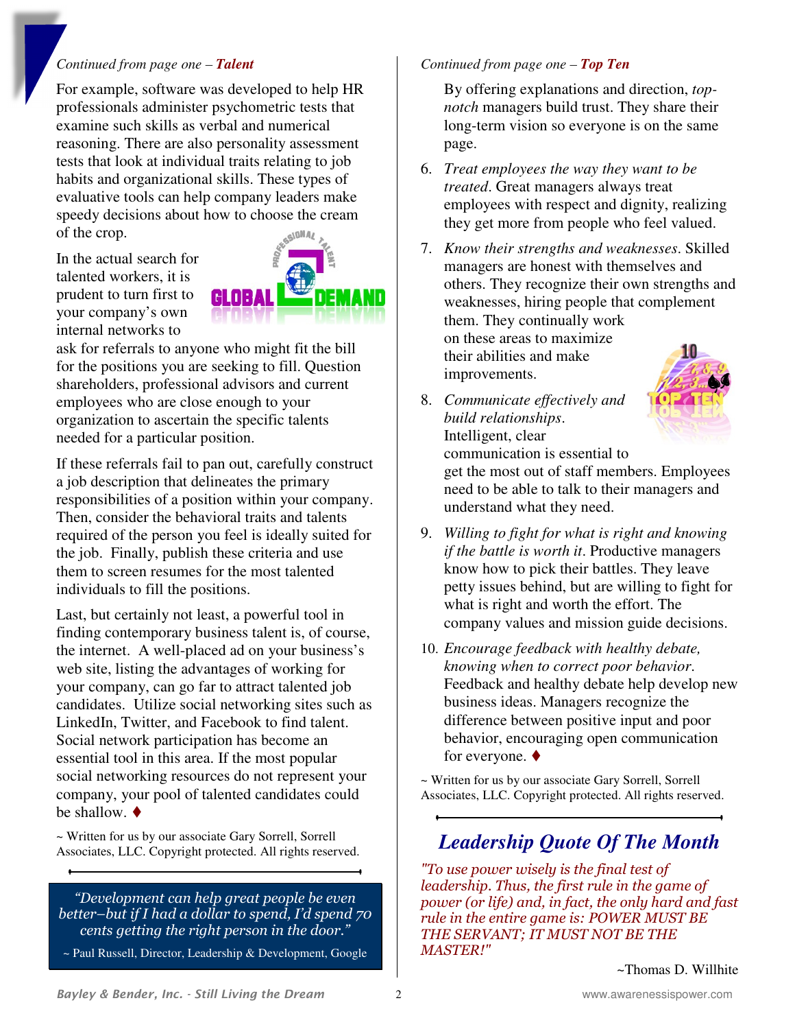*Continued from page one –* ***Talent***

For example, software was developed to help HR professionals administer psychometric tests that examine such skills as verbal and numerical reasoning. There are also personality assessment tests that look at individual traits relating to job habits and organizational skills. These types of evaluative tools can help company leaders make speedy decisions about how to choose the cream of the crop.

In the actual search for talented workers, it is prudent to turn first to your company's own internal networks to ask for referrals to anyone who might fit the bill for the positions you are seeking to fill. Question shareholders, professional advisors and current employees who are close enough to your organization to ascertain the specific talents needed for a particular position.

If these referrals fail to pan out, carefully construct a job description that delineates the primary responsibilities of a position within your company. Then, consider the behavioral traits and talents required of the person you feel is ideally suited for the job. Finally, publish these criteria and use them to screen resumes for the most talented individuals to fill the positions.

Last, but certainly not least, a powerful tool in finding contemporary business talent is, of course, the internet. A well-placed ad on your business's web site, listing the advantages of working for your company, can go far to attract talented job candidates. Utilize social networking sites such as LinkedIn, Twitter, and Facebook to find talent. Social network participation has become an essential tool in this area. If the most popular social networking resources do not represent your company, your pool of talented candidates could be shallow. ♦

~ Written for us by our associate Gary Sorrell, Sorrell Associates, LLC. Copyright protected. All rights reserved.

> *"Development can help great people be even better–but if I had a dollar to spend, I'd spend 70 cents getting the right person in the door."*
>
> ~ Paul Russell, Director, Leadership & Development, Google

*Continued from page one –* ***Top Ten***

By offering explanations and direction, *top-notch* managers build trust. They share their long-term vision so everyone is on the same page.

6. *Treat employees the way they want to be treated*. Great managers always treat employees with respect and dignity, realizing they get more from people who feel valued.
7. *Know their strengths and weaknesses*. Skilled managers are honest with themselves and others. They recognize their own strengths and weaknesses, hiring people that complement them. They continually work on these areas to maximize their abilities and make improvements.
8. *Communicate effectively and build relationships*. Intelligent, clear communication is essential to get the most out of staff members. Employees need to be able to talk to their managers and understand what they need.
9. *Willing to fight for what is right and knowing if the battle is worth it*. Productive managers know how to pick their battles. They leave petty issues behind, but are willing to fight for what is right and worth the effort. The company values and mission guide decisions.
10. *Encourage feedback with healthy debate, knowing when to correct poor behavior*. Feedback and healthy debate help develop new business ideas. Managers recognize the difference between positive input and poor behavior, encouraging open communication for everyone. ♦

~ Written for us by our associate Gary Sorrell, Sorrell Associates, LLC. Copyright protected. All rights reserved.

## *Leadership Quote Of The Month*

*"To use power wisely is the final test of leadership. Thus, the first rule in the game of power (or life) and, in fact, the only hard and fast rule in the entire game is: POWER MUST BE THE SERVANT; IT MUST NOT BE THE MASTER!"*

~Thomas D. Willhite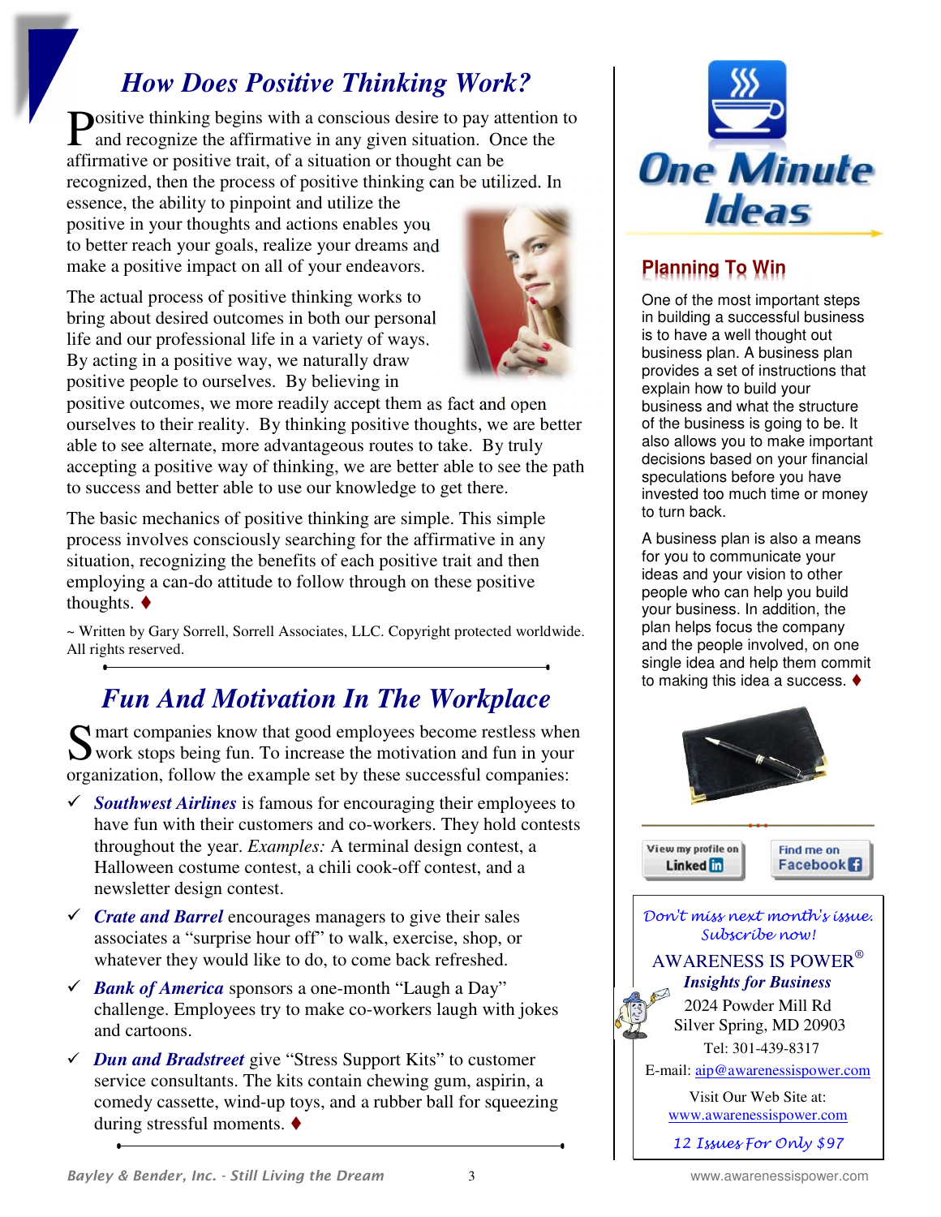## *How Does Positive Thinking Work?*

Positive thinking begins with a conscious desire to pay attention to and recognize the affirmative in any given situation. Once the affirmative or positive trait, of a situation or thought can be recognized, then the process of positive thinking can be utilized. In essence, the ability to pinpoint and utilize the positive in your thoughts and actions enables you to better reach your goals, realize your dreams and make a positive impact on all of your endeavors.

The actual process of positive thinking works to bring about desired outcomes in both our personal life and our professional life in a variety of ways. By acting in a positive way, we naturally draw positive people to ourselves. By believing in positive outcomes, we more readily accept them as fact and open ourselves to their reality. By thinking positive thoughts, we are better able to see alternate, more advantageous routes to take. By truly accepting a positive way of thinking, we are better able to see the path to success and better able to use our knowledge to get there.

The basic mechanics of positive thinking are simple. This simple process involves consciously searching for the affirmative in any situation, recognizing the benefits of each positive trait and then employing a can-do attitude to follow through on these positive thoughts. ♦

~ Written by Gary Sorrell, Sorrell Associates, LLC. Copyright protected worldwide. All rights reserved.

## *Fun And Motivation In The Workplace*

Smart companies know that good employees become restless when work stops being fun. To increase the motivation and fun in your organization, follow the example set by these successful companies:

- ✓ ***Southwest Airlines*** is famous for encouraging their employees to have fun with their customers and co-workers. They hold contests throughout the year. *Examples:* A terminal design contest, a Halloween costume contest, a chili cook-off contest, and a newsletter design contest.
- ✓ ***Crate and Barrel*** encourages managers to give their sales associates a "surprise hour off" to walk, exercise, shop, or whatever they would like to do, to come back refreshed.
- ✓ ***Bank of America*** sponsors a one-month "Laugh a Day" challenge. Employees try to make co-workers laugh with jokes and cartoons.
- ✓ ***Dun and Bradstreet*** give "Stress Support Kits" to customer service consultants. The kits contain chewing gum, aspirin, a comedy cassette, wind-up toys, and a rubber ball for squeezing during stressful moments. ♦

# One Minute Ideas

## Planning To Win

One of the most important steps in building a successful business is to have a well thought out business plan. A business plan provides a set of instructions that explain how to build your business and what the structure of the business is going to be. It also allows you to make important decisions based on your financial speculations before you have invested too much time or money to turn back.

A business plan is also a means for you to communicate your ideas and your vision to other people who can help you build your business. In addition, the plan helps focus the company and the people involved, on one single idea and help them commit to making this idea a success. ♦

View my profile on LinkedIn | Find me on Facebook

*Don't miss next month's issue. Subscribe now!*

AWARENESS IS POWER®
***Insights for Business***
2024 Powder Mill Rd
Silver Spring, MD 20903
Tel: 301-439-8317
E-mail: aip@awarenessispower.com

Visit Our Web Site at:
www.awarenessispower.com

*12 Issues For Only $97*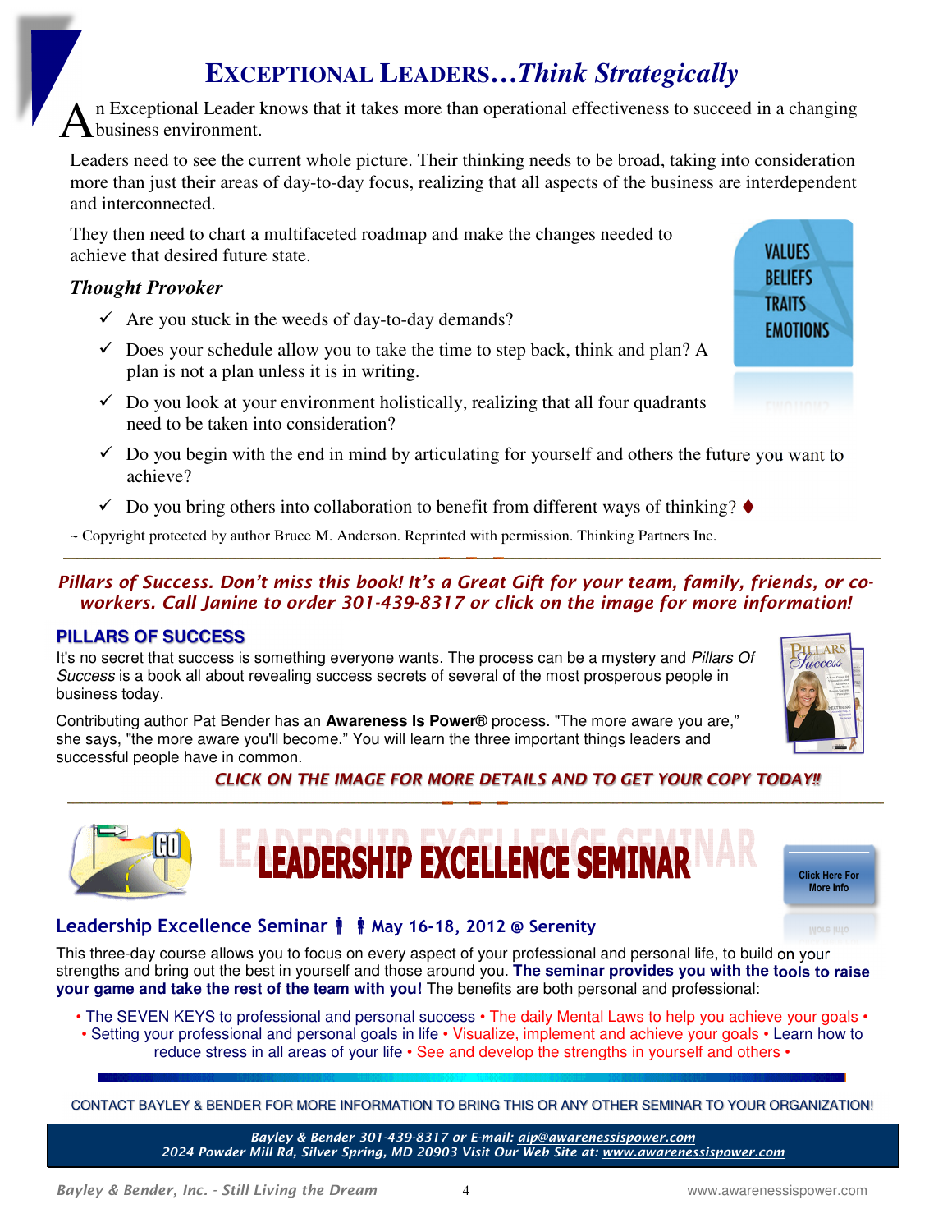# EXCEPTIONAL LEADERS…*Think Strategically*

An Exceptional Leader knows that it takes more than operational effectiveness to succeed in a changing business environment.

Leaders need to see the current whole picture. Their thinking needs to be broad, taking into consideration more than just their areas of day-to-day focus, realizing that all aspects of the business are interdependent and interconnected.

They then need to chart a multifaceted roadmap and make the changes needed to achieve that desired future state.

VALUES
BELIEFS
TRAITS
EMOTIONS

### *Thought Provoker*

- ✓ Are you stuck in the weeds of day-to-day demands?
- ✓ Does your schedule allow you to take the time to step back, think and plan? A plan is not a plan unless it is in writing.
- ✓ Do you look at your environment holistically, realizing that all four quadrants need to be taken into consideration?
- ✓ Do you begin with the end in mind by articulating for yourself and others the future you want to achieve?
- ✓ Do you bring others into collaboration to benefit from different ways of thinking? ♦

~ Copyright protected by author Bruce M. Anderson. Reprinted with permission. Thinking Partners Inc.

---

***Pillars of Success. Don't miss this book! It's a Great Gift for your team, family, friends, or co-workers. Call Janine to order 301-439-8317 or click on the image for more information!***

## PILLARS OF SUCCESS

It's no secret that success is something everyone wants. The process can be a mystery and *Pillars Of Success* is a book all about revealing success secrets of several of the most prosperous people in business today.

Contributing author Pat Bender has an **Awareness Is Power®** process. "The more aware you are," she says, "the more aware you'll become." You will learn the three important things leaders and successful people have in common.

***CLICK ON THE IMAGE FOR MORE DETAILS AND TO GET YOUR COPY TODAY!!***

---

# LEADERSHIP EXCELLENCE SEMINAR

Click Here For More Info

## Leadership Excellence Seminar May 16-18, 2012 @ Serenity

This three-day course allows you to focus on every aspect of your professional and personal life, to build on your strengths and bring out the best in yourself and those around you. **The seminar provides you with the tools to raise your game and take the rest of the team with you!** The benefits are both personal and professional:

• The SEVEN KEYS to professional and personal success • The daily Mental Laws to help you achieve your goals • • Setting your professional and personal goals in life • Visualize, implement and achieve your goals • Learn how to reduce stress in all areas of your life • See and develop the strengths in yourself and others •

CONTACT BAYLEY & BENDER FOR MORE INFORMATION TO BRING THIS OR ANY OTHER SEMINAR TO YOUR ORGANIZATION!

***Bayley & Bender 301-439-8317 or E-mail: aip@awarenessispower.com***
***2024 Powder Mill Rd, Silver Spring, MD 20903 Visit Our Web Site at: www.awarenessispower.com***